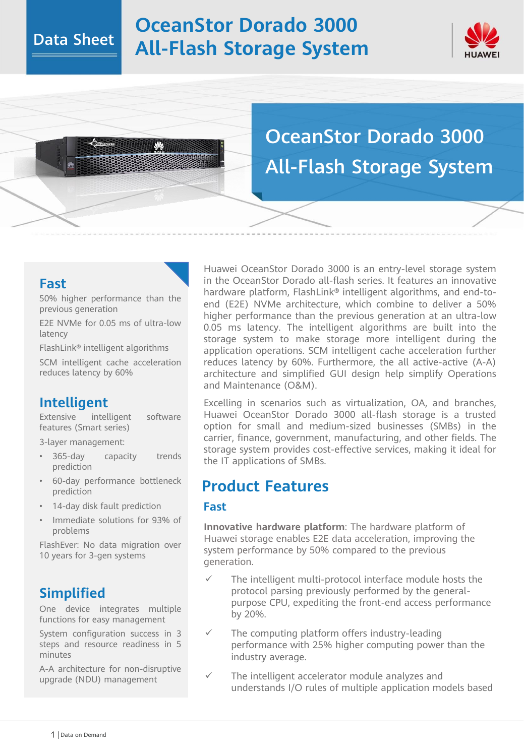Data Sheet

# OceanStor Dorado 3000 All-Flash Storage System

## OceanStor Dorado 3000 All-Flash Storage System

### Fast

50% higher performance than the previous generation

E2E NVMe for 0.05 ms of ultra-low latency

FlashLink® intelligent algorithms

SCM intelligent cache acceleration reduces latency by 60%

### Intelligent

Extensive intelligent software features (Smart series)

3-layer management:

- 365-day capacity trends prediction
- 60-day performance bottleneck prediction
- 14-day disk fault prediction
- Immediate solutions for 93% of problems

FlashEver: No data migration over 10 years for 3-gen systems

### Simplified

One device integrates multiple functions for easy management

System configuration success in 3 steps and resource readiness in 5 minutes

A-A architecture for non-disruptive upgrade (NDU) management

Huawei OceanStor Dorado 3000 is an entry-level storage system in the OceanStor Dorado all-flash series. It features an innovative hardware platform, FlashLink® intelligent algorithms, and end-to-end (E2E) NVMe architecture, which combine to deliver a 50% higher performance than the previous generation at an ultra-low 0.05 ms latency. The intelligent algorithms are built into the storage system to make storage more intelligent during the application operations. SCM intelligent cache acceleration further reduces latency by 60%. Furthermore, the all active-active (A-A) architecture and simplified GUI design help simplify Operations and Maintenance (O&M).

Excelling in scenarios such as virtualization, OA, and branches, Huawei OceanStor Dorado 3000 all-flash storage is a trusted option for small and medium-sized businesses (SMBs) in the carrier, finance, government, manufacturing, and other fields. The storage system provides cost-effective services, making it ideal for the IT applications of SMBs.

## Product Features

### Fast

**Innovative hardware platform**: The hardware platform of Huawei storage enables E2E data acceleration, improving the system performance by 50% compared to the previous generation.

- ✓ The intelligent multi-protocol interface module hosts the protocol parsing previously performed by the general-purpose CPU, expediting the front-end access performance by 20%.
- ✓ The computing platform offers industry-leading performance with 25% higher computing power than the industry average.
- ✓ The intelligent accelerator module analyzes and understands I/O rules of multiple application models based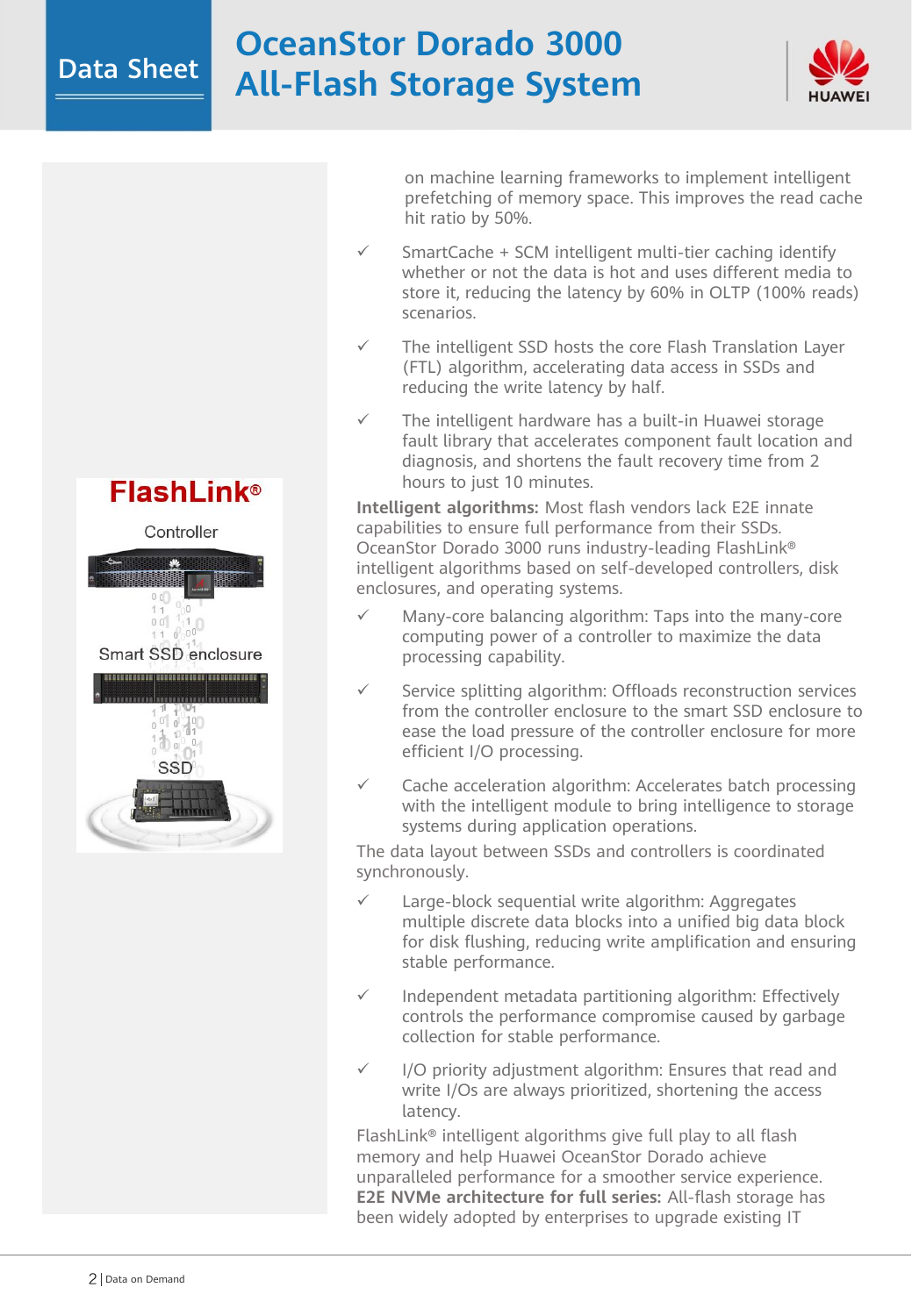on machine learning frameworks to implement intelligent prefetching of memory space. This improves the read cache hit ratio by 50%.

- ✓ SmartCache + SCM intelligent multi-tier caching identify whether or not the data is hot and uses different media to store it, reducing the latency by 60% in OLTP (100% reads) scenarios.
- ✓ The intelligent SSD hosts the core Flash Translation Layer (FTL) algorithm, accelerating data access in SSDs and reducing the write latency by half.
- ✓ The intelligent hardware has a built-in Huawei storage fault library that accelerates component fault location and diagnosis, and shortens the fault recovery time from 2 hours to just 10 minutes.

**Intelligent algorithms:** Most flash vendors lack E2E innate capabilities to ensure full performance from their SSDs. OceanStor Dorado 3000 runs industry-leading FlashLink® intelligent algorithms based on self-developed controllers, disk enclosures, and operating systems.

- ✓ Many-core balancing algorithm: Taps into the many-core computing power of a controller to maximize the data processing capability.
- ✓ Service splitting algorithm: Offloads reconstruction services from the controller enclosure to the smart SSD enclosure to ease the load pressure of the controller enclosure for more efficient I/O processing.
- ✓ Cache acceleration algorithm: Accelerates batch processing with the intelligent module to bring intelligence to storage systems during application operations.

The data layout between SSDs and controllers is coordinated synchronously.

- ✓ Large-block sequential write algorithm: Aggregates multiple discrete data blocks into a unified big data block for disk flushing, reducing write amplification and ensuring stable performance.
- ✓ Independent metadata partitioning algorithm: Effectively controls the performance compromise caused by garbage collection for stable performance.
- ✓ I/O priority adjustment algorithm: Ensures that read and write I/Os are always prioritized, shortening the access latency.

FlashLink® intelligent algorithms give full play to all flash memory and help Huawei OceanStor Dorado achieve unparalleled performance for a smoother service experience.

**E2E NVMe architecture for full series:** All-flash storage has been widely adopted by enterprises to upgrade existing IT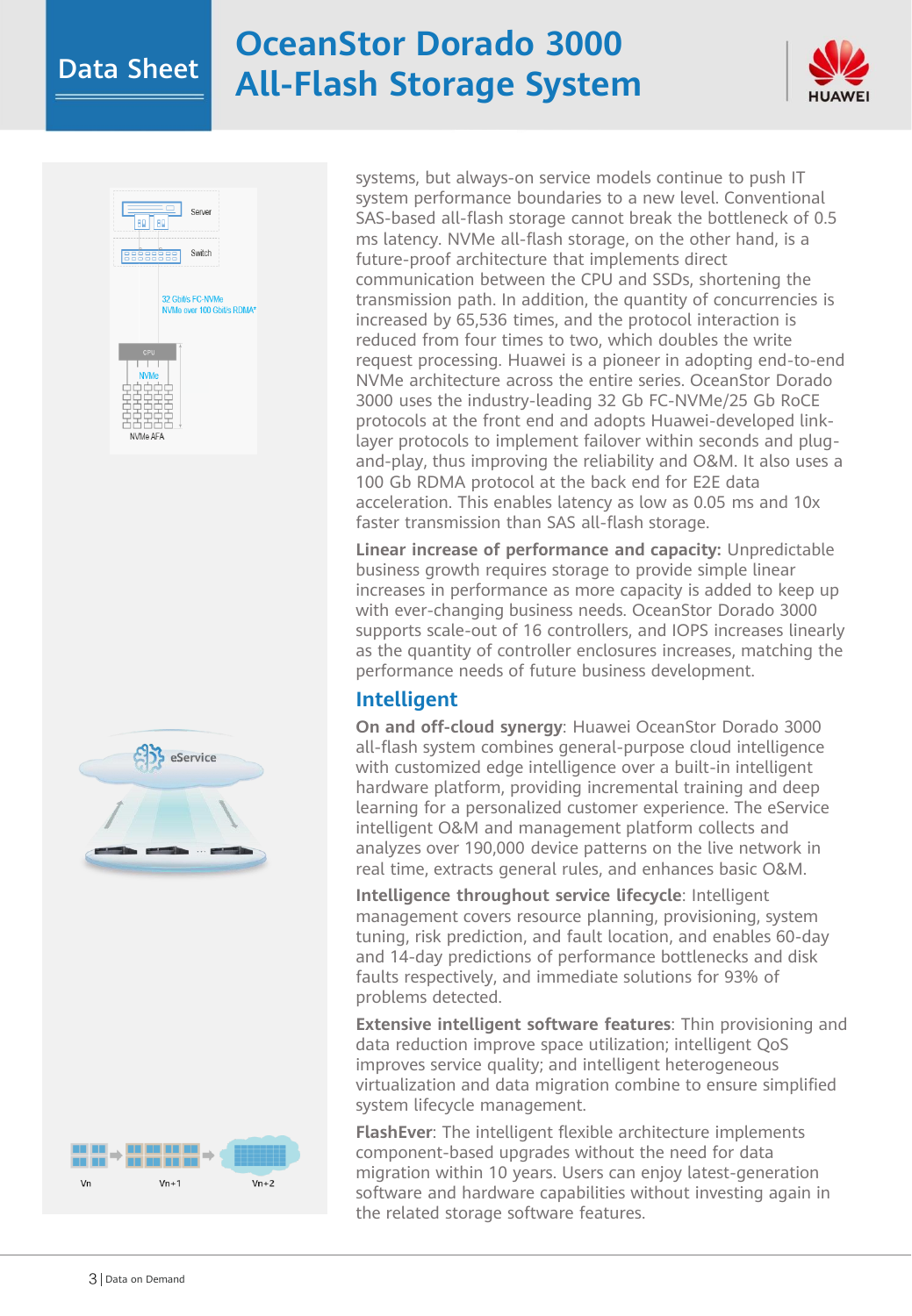systems, but always-on service models continue to push IT system performance boundaries to a new level. Conventional SAS-based all-flash storage cannot break the bottleneck of 0.5 ms latency. NVMe all-flash storage, on the other hand, is a future-proof architecture that implements direct communication between the CPU and SSDs, shortening the transmission path. In addition, the quantity of concurrencies is increased by 65,536 times, and the protocol interaction is reduced from four times to two, which doubles the write request processing. Huawei is a pioneer in adopting end-to-end NVMe architecture across the entire series. OceanStor Dorado 3000 uses the industry-leading 32 Gb FC-NVMe/25 Gb RoCE protocols at the front end and adopts Huawei-developed link-layer protocols to implement failover within seconds and plug-and-play, thus improving the reliability and O&M. It also uses a 100 Gb RDMA protocol at the back end for E2E data acceleration. This enables latency as low as 0.05 ms and 10x faster transmission than SAS all-flash storage.

**Linear increase of performance and capacity:** Unpredictable business growth requires storage to provide simple linear increases in performance as more capacity is added to keep up with ever-changing business needs. OceanStor Dorado 3000 supports scale-out of 16 controllers, and IOPS increases linearly as the quantity of controller enclosures increases, matching the performance needs of future business development.

## Intelligent

**On and off-cloud synergy**: Huawei OceanStor Dorado 3000 all-flash system combines general-purpose cloud intelligence with customized edge intelligence over a built-in intelligent hardware platform, providing incremental training and deep learning for a personalized customer experience. The eService intelligent O&M and management platform collects and analyzes over 190,000 device patterns on the live network in real time, extracts general rules, and enhances basic O&M.

**Intelligence throughout service lifecycle**: Intelligent management covers resource planning, provisioning, system tuning, risk prediction, and fault location, and enables 60-day and 14-day predictions of performance bottlenecks and disk faults respectively, and immediate solutions for 93% of problems detected.

**Extensive intelligent software features**: Thin provisioning and data reduction improve space utilization; intelligent QoS improves service quality; and intelligent heterogeneous virtualization and data migration combine to ensure simplified system lifecycle management.

**FlashEver**: The intelligent flexible architecture implements component-based upgrades without the need for data migration within 10 years. Users can enjoy latest-generation software and hardware capabilities without investing again in the related storage software features.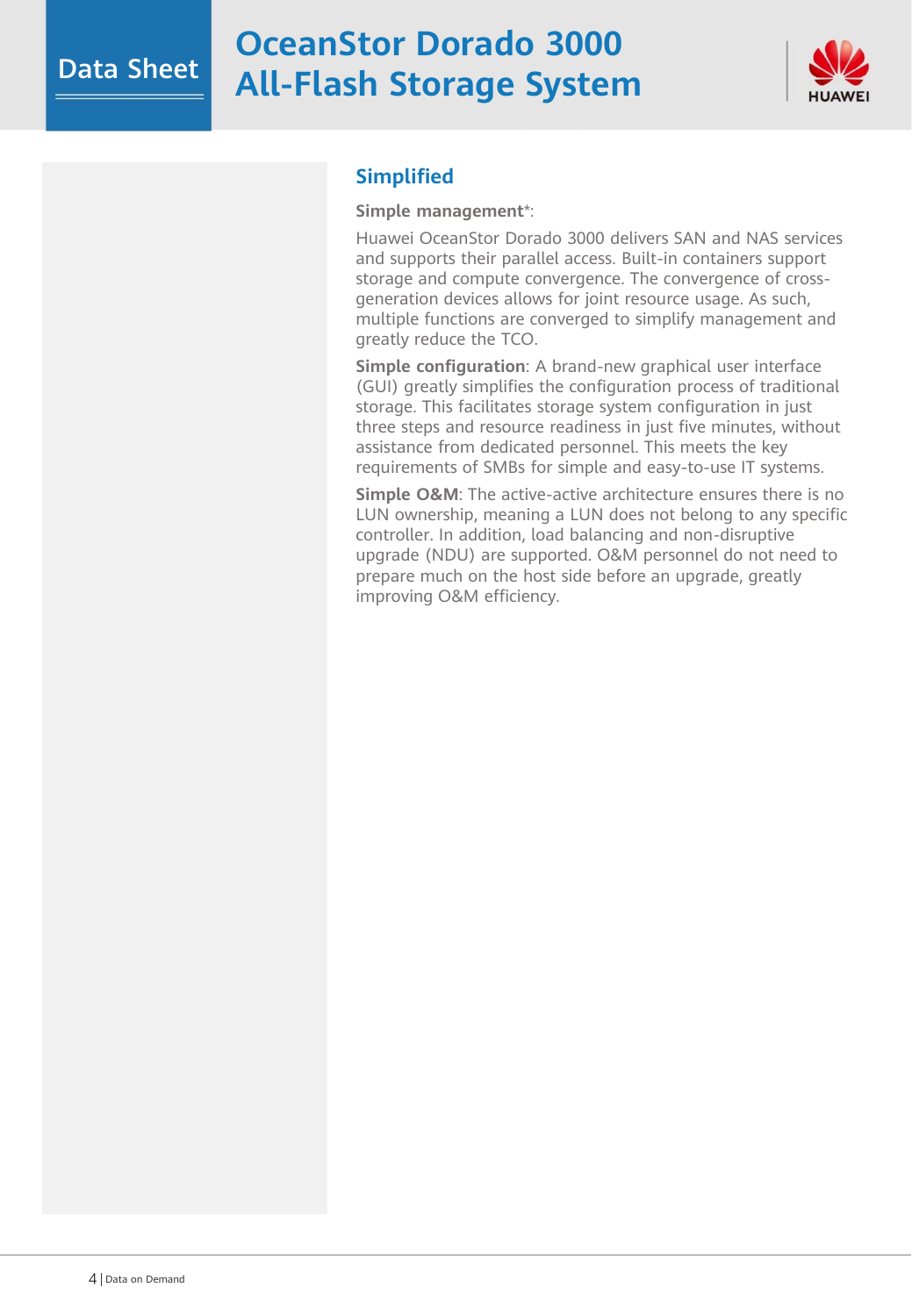## Simplified

**Simple management***:

Huawei OceanStor Dorado 3000 delivers SAN and NAS services and supports their parallel access. Built-in containers support storage and compute convergence. The convergence of cross-generation devices allows for joint resource usage. As such, multiple functions are converged to simplify management and greatly reduce the TCO.

**Simple configuration**: A brand-new graphical user interface (GUI) greatly simplifies the configuration process of traditional storage. This facilitates storage system configuration in just three steps and resource readiness in just five minutes, without assistance from dedicated personnel. This meets the key requirements of SMBs for simple and easy-to-use IT systems.

**Simple O&M**: The active-active architecture ensures there is no LUN ownership, meaning a LUN does not belong to any specific controller. In addition, load balancing and non-disruptive upgrade (NDU) are supported. O&M personnel do not need to prepare much on the host side before an upgrade, greatly improving O&M efficiency.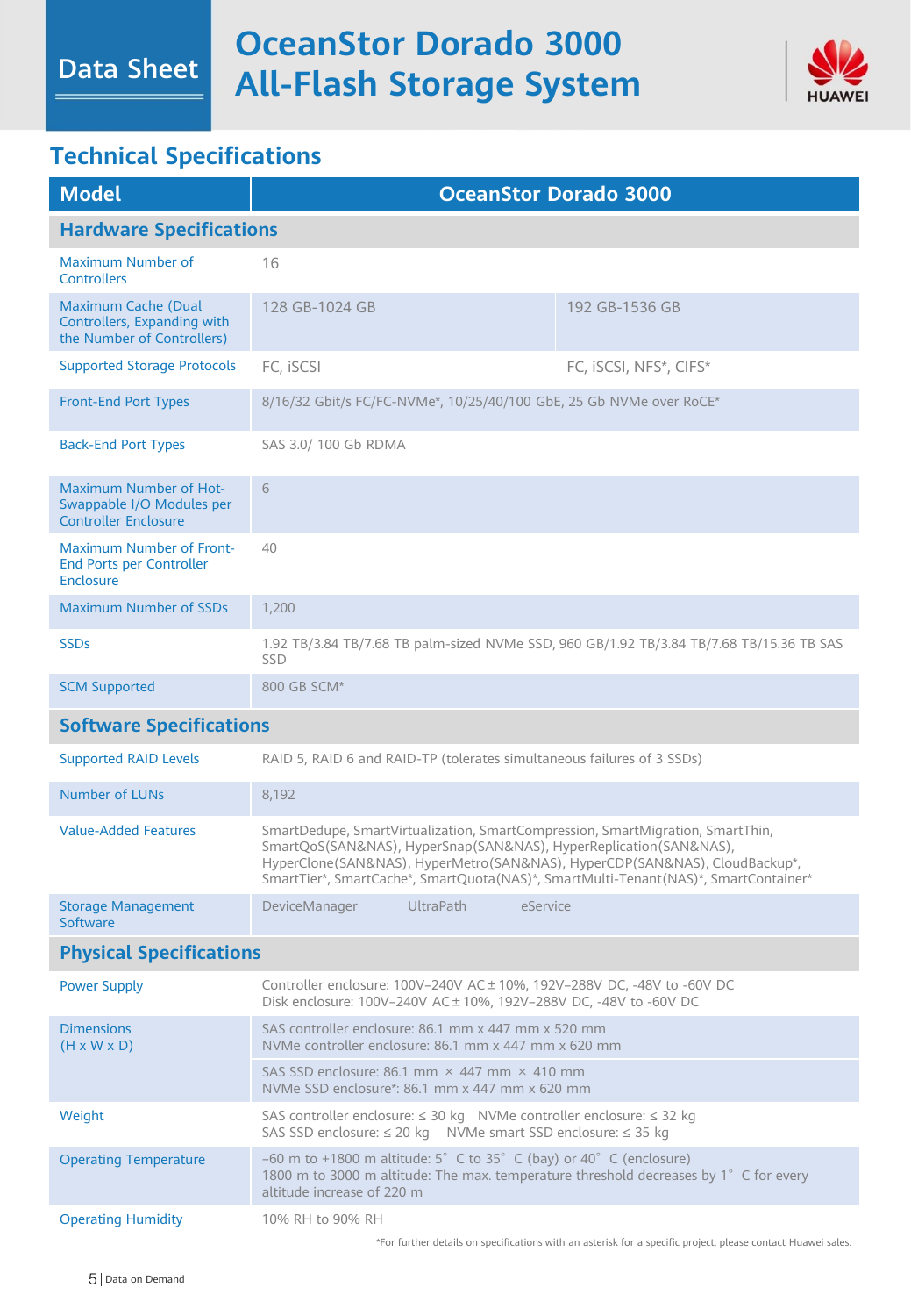# OceanStor Dorado 3000 All-Flash Storage System

Data Sheet

## Technical Specifications

| Model | OceanStor Dorado 3000 | |
|---|---|---|
| **Hardware Specifications** | | |
| Maximum Number of Controllers | 16 | |
| Maximum Cache (Dual Controllers, Expanding with the Number of Controllers) | 128 GB-1024 GB | 192 GB-1536 GB |
| Supported Storage Protocols | FC, iSCSI | FC, iSCSI, NFS*, CIFS* |
| Front-End Port Types | 8/16/32 Gbit/s FC/FC-NVMe*, 10/25/40/100 GbE, 25 Gb NVMe over RoCE* | |
| Back-End Port Types | SAS 3.0/ 100 Gb RDMA | |
| Maximum Number of Hot-Swappable I/O Modules per Controller Enclosure | 6 | |
| Maximum Number of Front-End Ports per Controller Enclosure | 40 | |
| Maximum Number of SSDs | 1,200 | |
| SSDs | 1.92 TB/3.84 TB/7.68 TB palm-sized NVMe SSD, 960 GB/1.92 TB/3.84 TB/7.68 TB/15.36 TB SAS SSD | |
| SCM Supported | 800 GB SCM* | |
| **Software Specifications** | | |
| Supported RAID Levels | RAID 5, RAID 6 and RAID-TP (tolerates simultaneous failures of 3 SSDs) | |
| Number of LUNs | 8,192 | |
| Value-Added Features | SmartDedupe, SmartVirtualization, SmartCompression, SmartMigration, SmartThin, SmartQoS(SAN&NAS), HyperSnap(SAN&NAS), HyperReplication(SAN&NAS), HyperClone(SAN&NAS), HyperMetro(SAN&NAS), HyperCDP(SAN&NAS), CloudBackup*, SmartTier*, SmartCache*, SmartQuota(NAS)*, SmartMulti-Tenant(NAS)*, SmartContainer* | |
| Storage Management Software | DeviceManager UltraPath eService | |
| **Physical Specifications** | | |
| Power Supply | Controller enclosure: 100V–240V AC±10%, 192V–288V DC, -48V to -60V DC<br>Disk enclosure: 100V–240V AC±10%, 192V–288V DC, -48V to -60V DC | |
| Dimensions (H x W x D) | SAS controller enclosure: 86.1 mm x 447 mm x 520 mm<br>NVMe controller enclosure: 86.1 mm x 447 mm x 620 mm | |
| | SAS SSD enclosure: 86.1 mm × 447 mm × 410 mm<br>NVMe SSD enclosure*: 86.1 mm x 447 mm x 620 mm | |
| Weight | SAS controller enclosure: ≤ 30 kg NVMe controller enclosure: ≤ 32 kg<br>SAS SSD enclosure: ≤ 20 kg NVMe smart SSD enclosure: ≤ 35 kg | |
| Operating Temperature | –60 m to +1800 m altitude: 5° C to 35° C (bay) or 40° C (enclosure)<br>1800 m to 3000 m altitude: The max. temperature threshold decreases by 1° C for every altitude increase of 220 m | |
| Operating Humidity | 10% RH to 90% RH | |

*For further details on specifications with an asterisk for a specific project, please contact Huawei sales.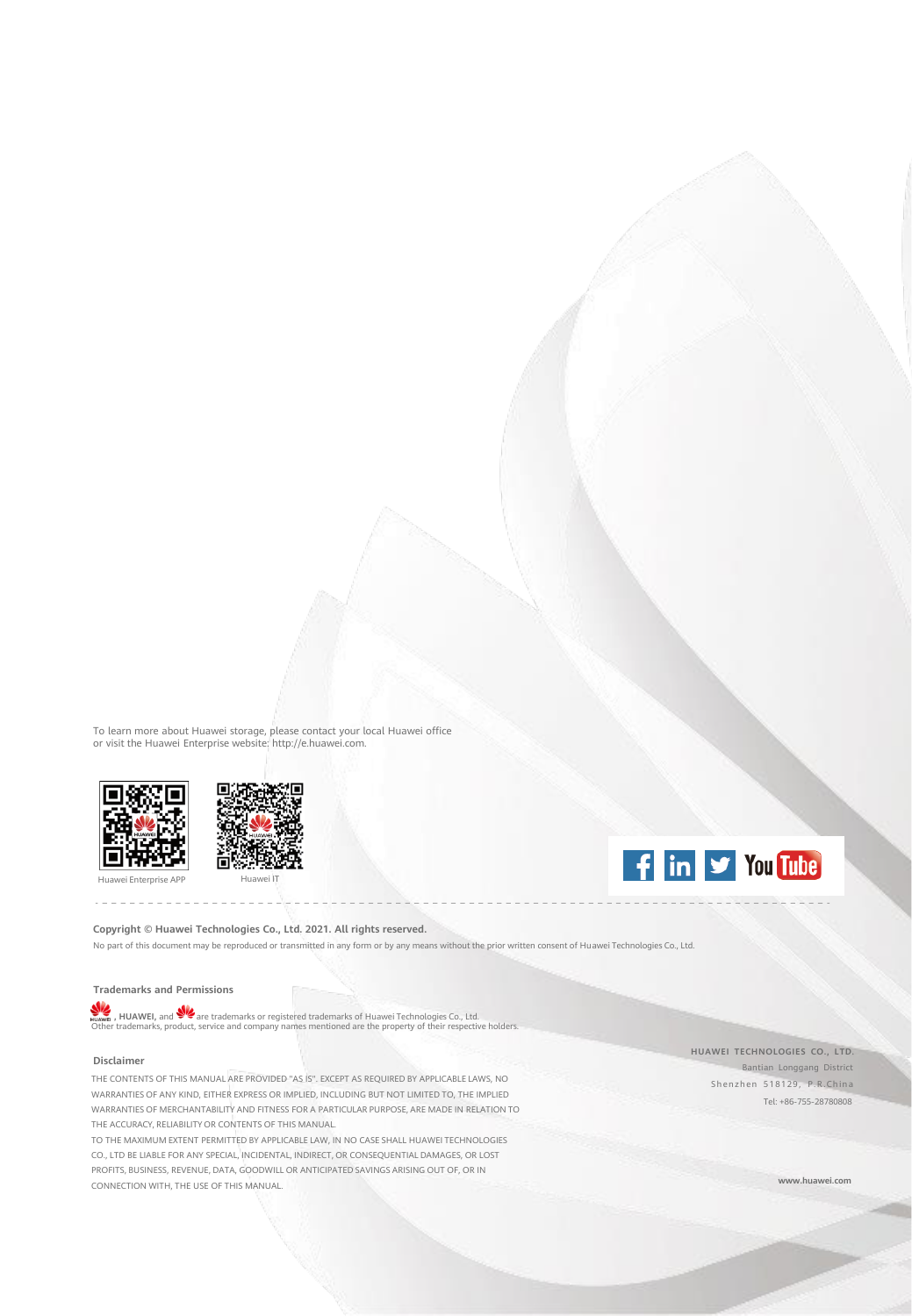To learn more about Huawei storage, please contact your local Huawei office or visit the Huawei Enterprise website: http://e.huawei.com.

Huawei Enterprise APP

Huawei IT

**Copyright © Huawei Technologies Co., Ltd. 2021. All rights reserved.**

No part of this document may be reproduced or transmitted in any form or by any means without the prior written consent of Huawei Technologies Co., Ltd.

**Trademarks and Permissions**

, **HUAWEI**, and  are trademarks or registered trademarks of Huawei Technologies Co., Ltd.
Other trademarks, product, service and company names mentioned are the property of their respective holders.

**Disclaimer**

THE CONTENTS OF THIS MANUAL ARE PROVIDED "AS IS". EXCEPT AS REQUIRED BY APPLICABLE LAWS, NO WARRANTIES OF ANY KIND, EITHER EXPRESS OR IMPLIED, INCLUDING BUT NOT LIMITED TO, THE IMPLIED WARRANTIES OF MERCHANTABILITY AND FITNESS FOR A PARTICULAR PURPOSE, ARE MADE IN RELATION TO THE ACCURACY, RELIABILITY OR CONTENTS OF THIS MANUAL.

TO THE MAXIMUM EXTENT PERMITTED BY APPLICABLE LAW, IN NO CASE SHALL HUAWEI TECHNOLOGIES CO., LTD BE LIABLE FOR ANY SPECIAL, INCIDENTAL, INDIRECT, OR CONSEQUENTIAL DAMAGES, OR LOST PROFITS, BUSINESS, REVENUE, DATA, GOODWILL OR ANTICIPATED SAVINGS ARISING OUT OF, OR IN CONNECTION WITH, THE USE OF THIS MANUAL.

**HUAWEI TECHNOLOGIES CO., LTD.**
Bantian Longgang District
Shenzhen 518129, P.R.China
Tel: +86-755-28780808

**www.huawei.com**